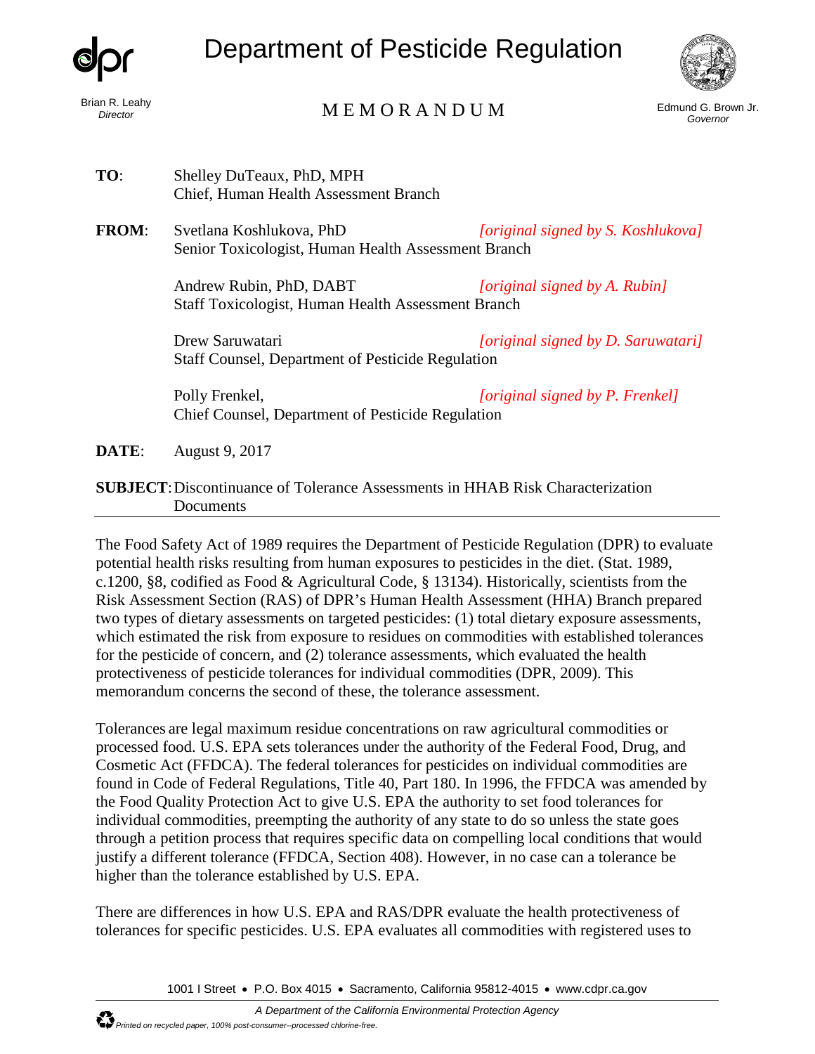# Department of Pesticide Regulation

Brian R. Leahy
*Director*

## MEMORANDUM

Edmund G. Brown Jr.
*Governor*

**TO**: Shelley DuTeaux, PhD, MPH
Chief, Human Health Assessment Branch

**FROM**: Svetlana Koshlukova, PhD *[original signed by S. Koshlukova]*
Senior Toxicologist, Human Health Assessment Branch

Andrew Rubin, PhD, DABT *[original signed by A. Rubin]*
Staff Toxicologist, Human Health Assessment Branch

Drew Saruwatari *[original signed by D. Saruwatari]*
Staff Counsel, Department of Pesticide Regulation

Polly Frenkel, *[original signed by P. Frenkel]*
Chief Counsel, Department of Pesticide Regulation

**DATE**: August 9, 2017

**SUBJECT**: Discontinuance of Tolerance Assessments in HHAB Risk Characterization Documents

---

The Food Safety Act of 1989 requires the Department of Pesticide Regulation (DPR) to evaluate potential health risks resulting from human exposures to pesticides in the diet. (Stat. 1989, c.1200, §8, codified as Food & Agricultural Code, § 13134). Historically, scientists from the Risk Assessment Section (RAS) of DPR's Human Health Assessment (HHA) Branch prepared two types of dietary assessments on targeted pesticides: (1) total dietary exposure assessments, which estimated the risk from exposure to residues on commodities with established tolerances for the pesticide of concern, and (2) tolerance assessments, which evaluated the health protectiveness of pesticide tolerances for individual commodities (DPR, 2009). This memorandum concerns the second of these, the tolerance assessment.

Tolerances are legal maximum residue concentrations on raw agricultural commodities or processed food. U.S. EPA sets tolerances under the authority of the Federal Food, Drug, and Cosmetic Act (FFDCA). The federal tolerances for pesticides on individual commodities are found in Code of Federal Regulations, Title 40, Part 180. In 1996, the FFDCA was amended by the Food Quality Protection Act to give U.S. EPA the authority to set food tolerances for individual commodities, preempting the authority of any state to do so unless the state goes through a petition process that requires specific data on compelling local conditions that would justify a different tolerance (FFDCA, Section 408). However, in no case can a tolerance be higher than the tolerance established by U.S. EPA.

There are differences in how U.S. EPA and RAS/DPR evaluate the health protectiveness of tolerances for specific pesticides. U.S. EPA evaluates all commodities with registered uses to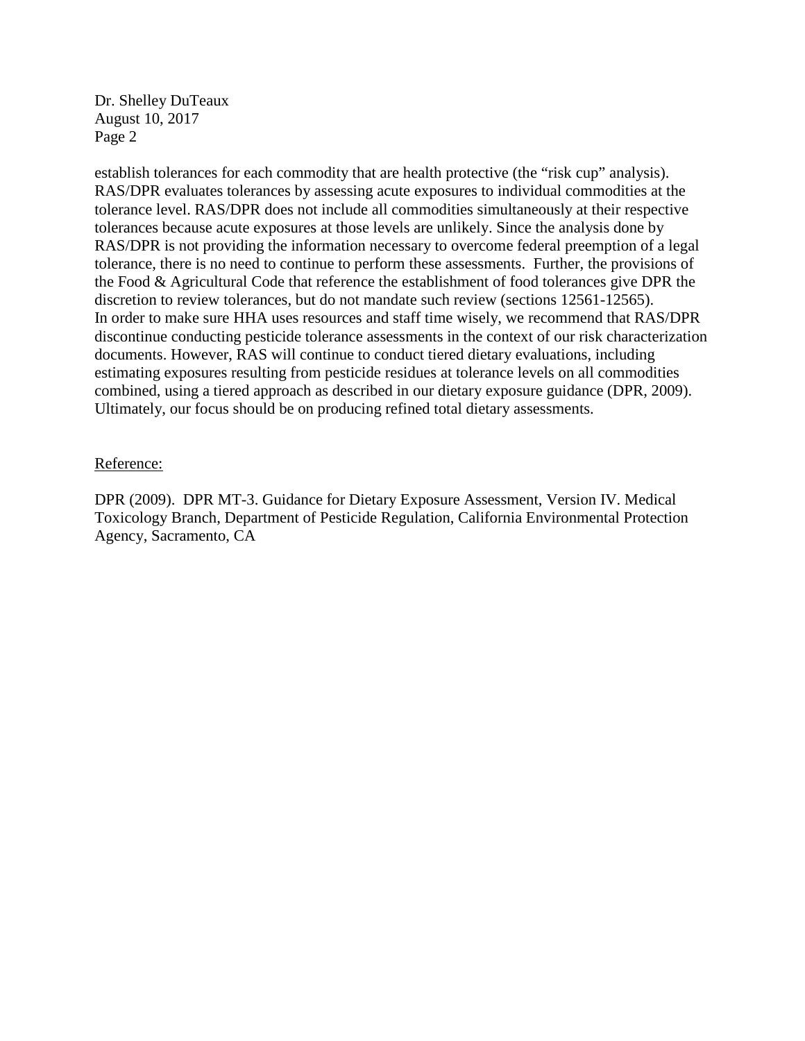establish tolerances for each commodity that are health protective (the "risk cup" analysis). RAS/DPR evaluates tolerances by assessing acute exposures to individual commodities at the tolerance level. RAS/DPR does not include all commodities simultaneously at their respective tolerances because acute exposures at those levels are unlikely. Since the analysis done by RAS/DPR is not providing the information necessary to overcome federal preemption of a legal tolerance, there is no need to continue to perform these assessments. Further, the provisions of the Food & Agricultural Code that reference the establishment of food tolerances give DPR the discretion to review tolerances, but do not mandate such review (sections 12561-12565). In order to make sure HHA uses resources and staff time wisely, we recommend that RAS/DPR discontinue conducting pesticide tolerance assessments in the context of our risk characterization documents. However, RAS will continue to conduct tiered dietary evaluations, including estimating exposures resulting from pesticide residues at tolerance levels on all commodities combined, using a tiered approach as described in our dietary exposure guidance (DPR, 2009). Ultimately, our focus should be on producing refined total dietary assessments.

<u>Reference:</u>

DPR (2009). DPR MT-3. Guidance for Dietary Exposure Assessment, Version IV. Medical Toxicology Branch, Department of Pesticide Regulation, California Environmental Protection Agency, Sacramento, CA